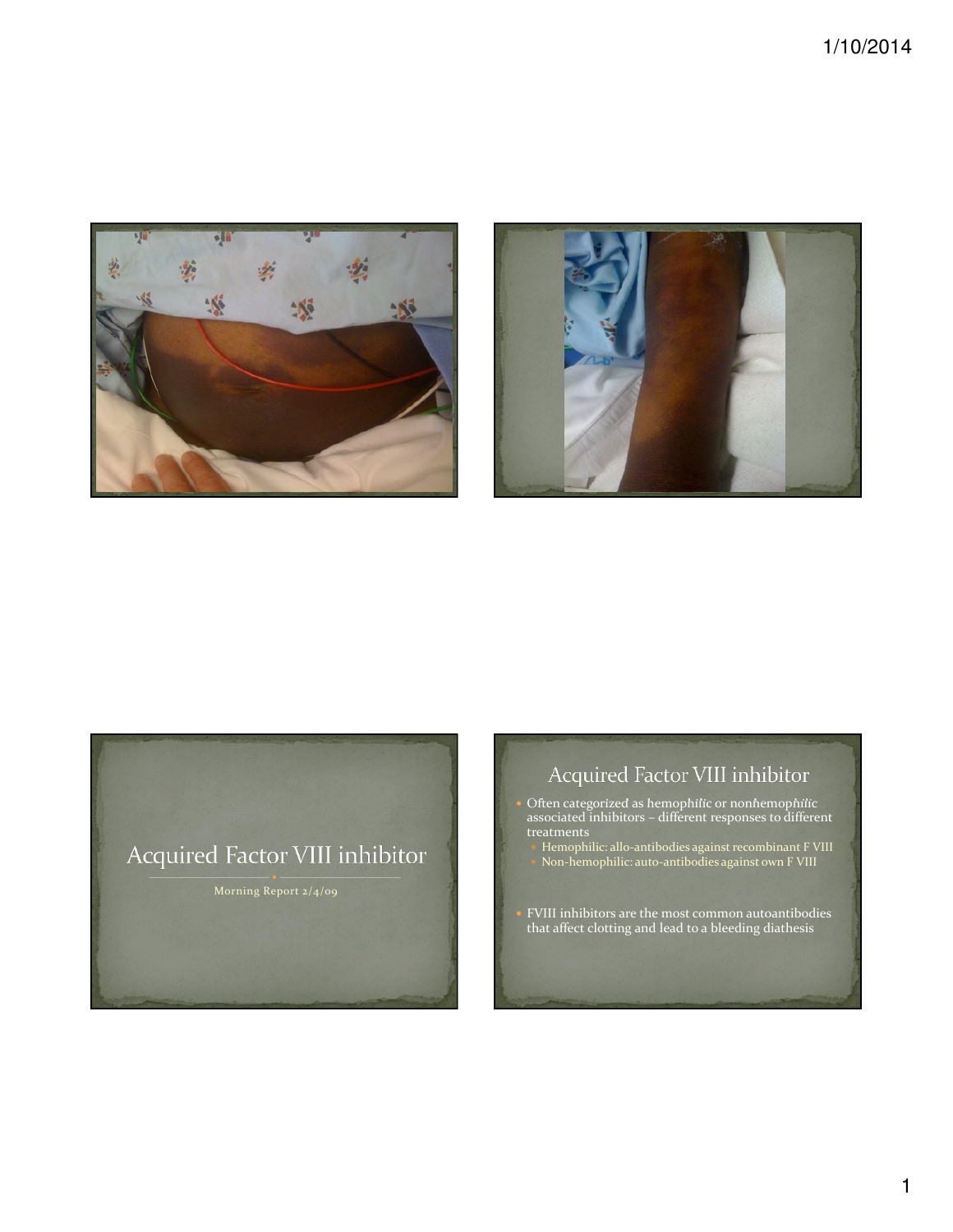# Acquired Factor VIII inhibitor

Morning Report 2/4/09

## Acquired Factor VIII inhibitor

- Often categorized as hemophilic or nonhemophilic associated inhibitors – different responses to different treatments
  - Hemophilic: allo-antibodies against recombinant F VIII
  - Non-hemophilic: auto-antibodies against own F VIII
- FVIII inhibitors are the most common autoantibodies that affect clotting and lead to a bleeding diathesis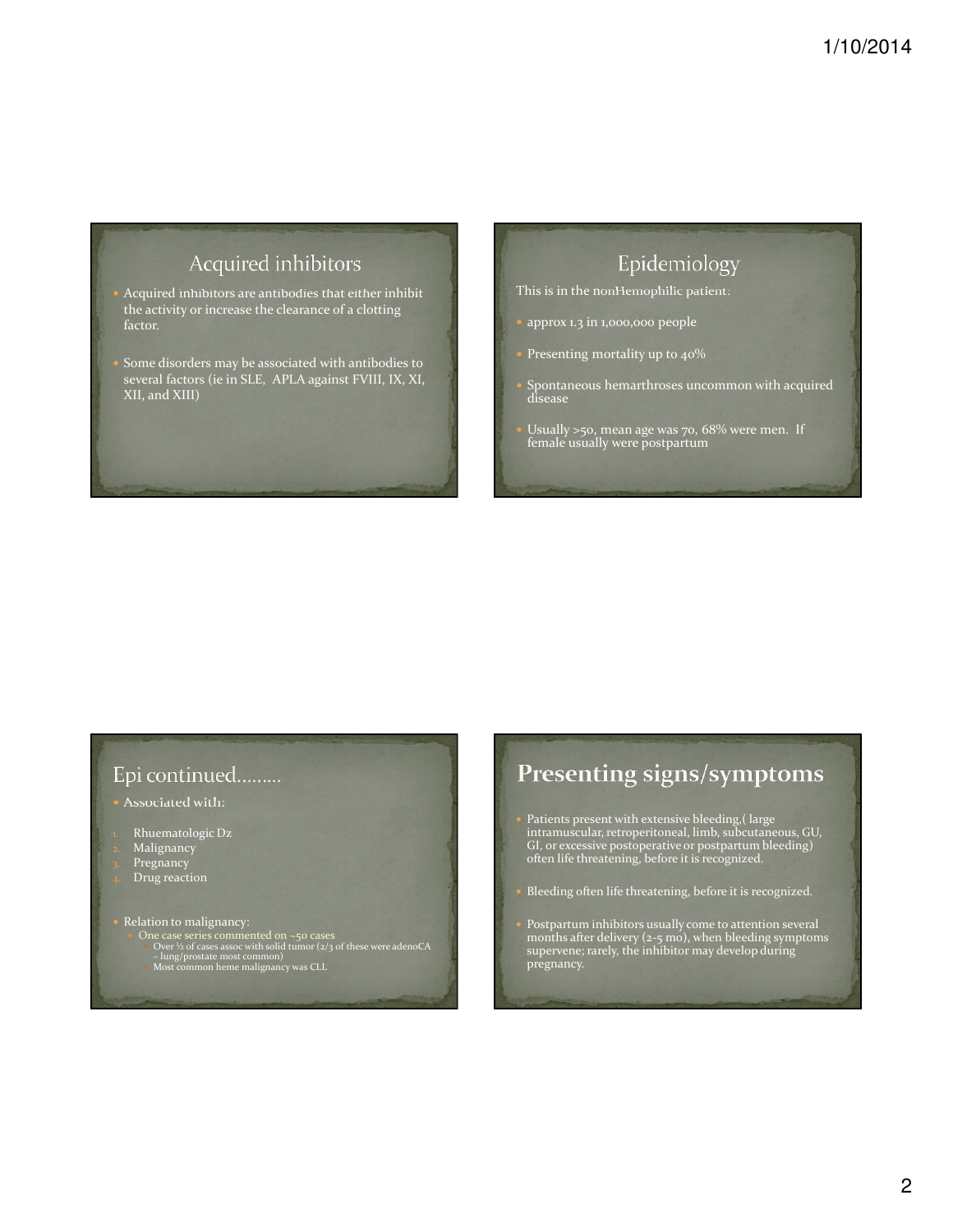## Acquired inhibitors

- Acquired inhibitors are antibodies that either inhibit the activity or increase the clearance of a clotting factor.
- Some disorders may be associated with antibodies to several factors (ie in SLE, APLA against FVIII, IX, XI, XII, and XIII)

## Epidemiology

This is in the nonHemophilic patient:

- approx 1.3 in 1,000,000 people
- Presenting mortality up to 40%
- Spontaneous hemarthroses uncommon with acquired disease
- Usually >50, mean age was 70, 68% were men. If female usually were postpartum

## Epi continued.........

- Associated with:

1. Rhuematologic Dz
2. Malignancy
3. Pregnancy
4. Drug reaction

- Relation to malignancy:
  - One case series commented on ~50 cases
    - Over ½ of cases assoc with solid tumor (2/3 of these were adenoCA – lung/prostate most common)
    - Most common heme malignancy was CLL

## Presenting signs/symptoms

- Patients present with extensive bleeding,( large intramuscular, retroperitoneal, limb, subcutaneous, GU, GI, or excessive postoperative or postpartum bleeding) often life threatening, before it is recognized.
- Bleeding often life threatening, before it is recognized.
- Postpartum inhibitors usually come to attention several months after delivery (2-5 mo), when bleeding symptoms supervene; rarely, the inhibitor may develop during pregnancy.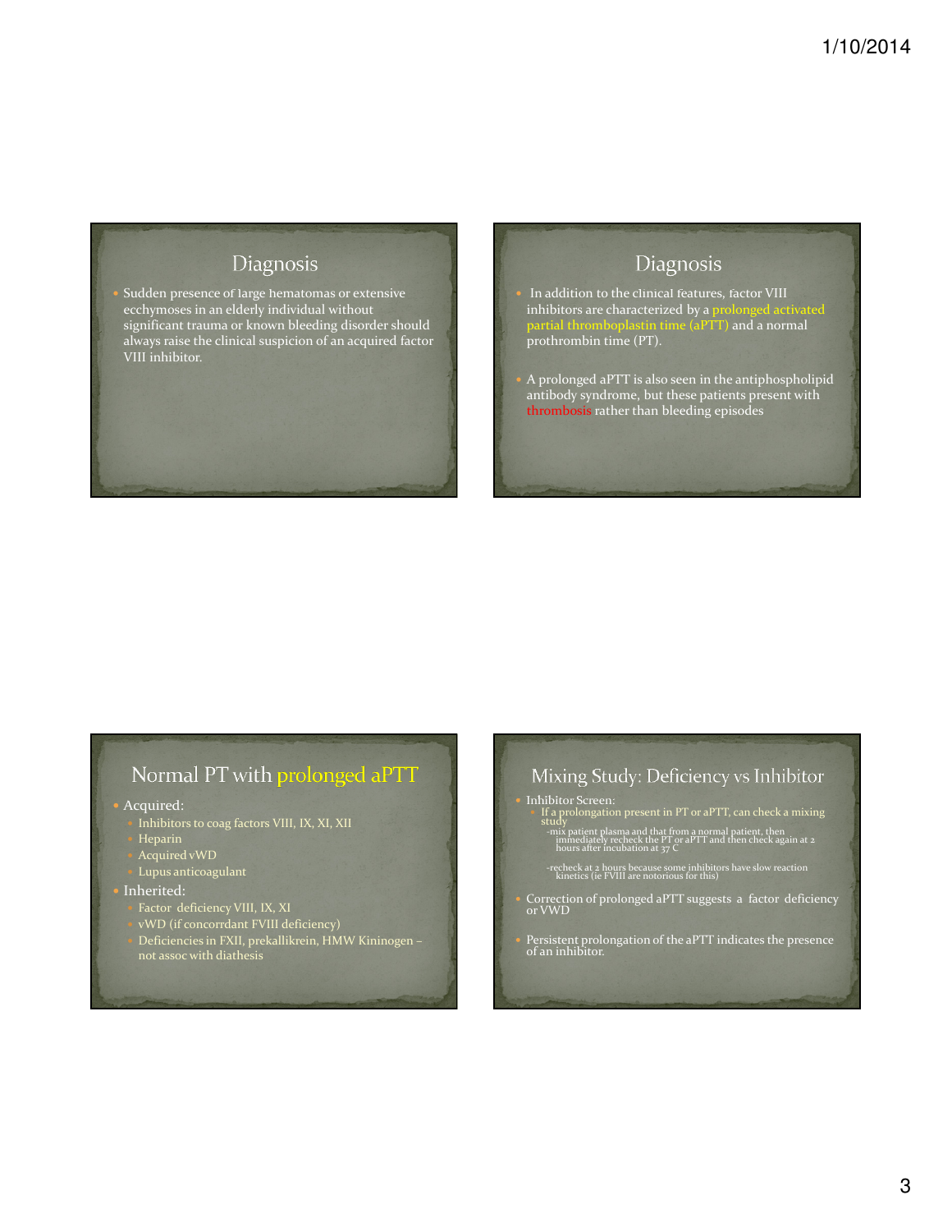## Diagnosis

- Sudden presence of large hematomas or extensive ecchymoses in an elderly individual without significant trauma or known bleeding disorder should always raise the clinical suspicion of an acquired factor VIII inhibitor.

## Diagnosis

- In addition to the clinical features, factor VIII inhibitors are characterized by a prolonged activated partial thromboplastin time (aPTT) and a normal prothrombin time (PT).
- A prolonged aPTT is also seen in the antiphospholipid antibody syndrome, but these patients present with thrombosis rather than bleeding episodes

## Normal PT with prolonged aPTT

- Acquired:
  - Inhibitors to coag factors VIII, IX, XI, XII
  - Heparin
  - Acquired vWD
  - Lupus anticoagulant
- Inherited:
  - Factor deficiency VIII, IX, XI
  - vWD (if concorrdant FVIII deficiency)
  - Deficiencies in FXII, prekallikrein, HMW Kininogen – not assoc with diathesis

## Mixing Study: Deficiency vs Inhibitor

- Inhibitor Screen:
  - If a prolongation present in PT or aPTT, can check a mixing study
    - -mix patient plasma and that from a normal patient, then immediately recheck the PT or aPTT and then check again at 2 hours after incubation at 37 C
    - -recheck at 2 hours because some inhibitors have slow reaction kinetics (ie FVIII are notorious for this)
- Correction of prolonged aPTT suggests a factor deficiency or VWD
- Persistent prolongation of the aPTT indicates the presence of an inhibitor.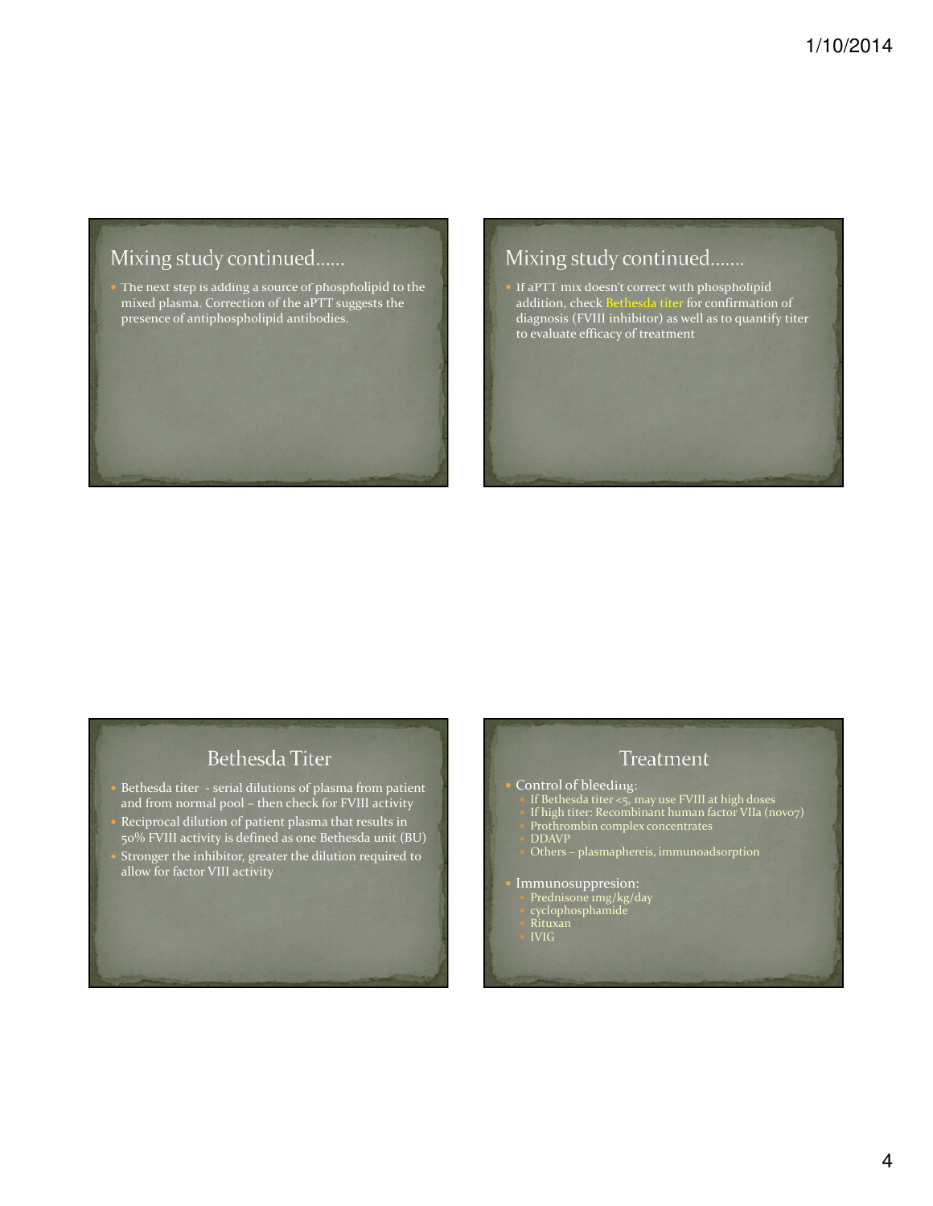## Mixing study continued……

- The next step is adding a source of phospholipid to the mixed plasma. Correction of the aPTT suggests the presence of antiphospholipid antibodies.

## Mixing study continued…….

- If aPTT mix doesn't correct with phospholipid addition, check Bethesda titer for confirmation of diagnosis (FVIII inhibitor) as well as to quantify titer to evaluate efficacy of treatment

## Bethesda Titer

- Bethesda titer - serial dilutions of plasma from patient and from normal pool – then check for FVIII activity
- Reciprocal dilution of patient plasma that results in 50% FVIII activity is defined as one Bethesda unit (BU)
- Stronger the inhibitor, greater the dilution required to allow for factor VIII activity

## Treatment

- Control of bleeding:
  - If Bethesda titer <5, may use FVIII at high doses
  - If high titer: Recombinant human factor VIIa (novo7)
  - Prothrombin complex concentrates
  - DDAVP
  - Others – plasmaphereis, immunoadsorption
- Immunosuppresion:
  - Prednisone 1mg/kg/day
  - cyclophosphamide
  - Rituxan
  - IVIG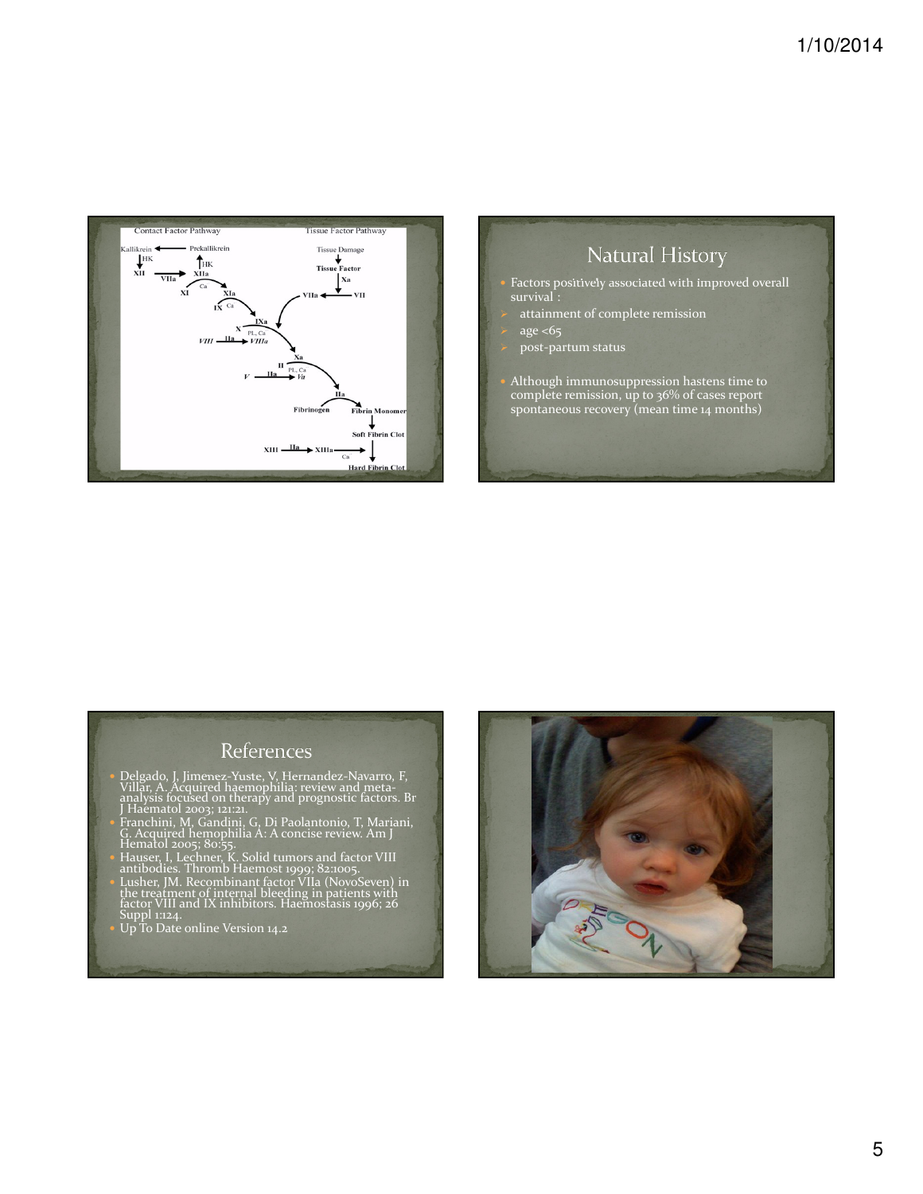Contact Factor Pathway

Tissue Factor Pathway

Kallikrein

Prekallikrein

HK

HK

XII

XIIa

VIIa

Ca

XI

XIa

IX

Ca

IXa

X

PL, Ca

VIII

IIa

VIIIa

Tissue Damage

Tissue Factor

Xa

VIIa

VII

Xa

II

PL, Ca

V

IIa

Va

IIa

Fibrinogen

Fibrin Monomer

Soft Fibrin Clot

XIII

IIa

XIIIa

Ca

Hard Fibrin Clot

## Natural History

- Factors positively associated with improved overall survival :
  - attainment of complete remission
  - age <65
  - post-partum status
- Although immunosuppression hastens time to complete remission, up to 36% of cases report spontaneous recovery (mean time 14 months)

## References

- Delgado, J, Jimenez-Yuste, V, Hernandez-Navarro, F, Villar, A. Acquired haemophilia: review and meta-analysis focused on therapy and prognostic factors. Br J Haematol 2003; 121:21.
- Franchini, M, Gandini, G, Di Paolantonio, T, Mariani, G. Acquired hemophilia A: A concise review. Am J Hematol 2005; 80:55.
- Hauser, I, Lechner, K. Solid tumors and factor VIII antibodies. Thromb Haemost 1999; 82:1005.
- Lusher, JM. Recombinant factor VIIa (NovoSeven) in the treatment of internal bleeding in patients with factor VIII and IX inhibitors. Haemostasis 1996; 26 Suppl 1:124.
- Up To Date online Version 14.2